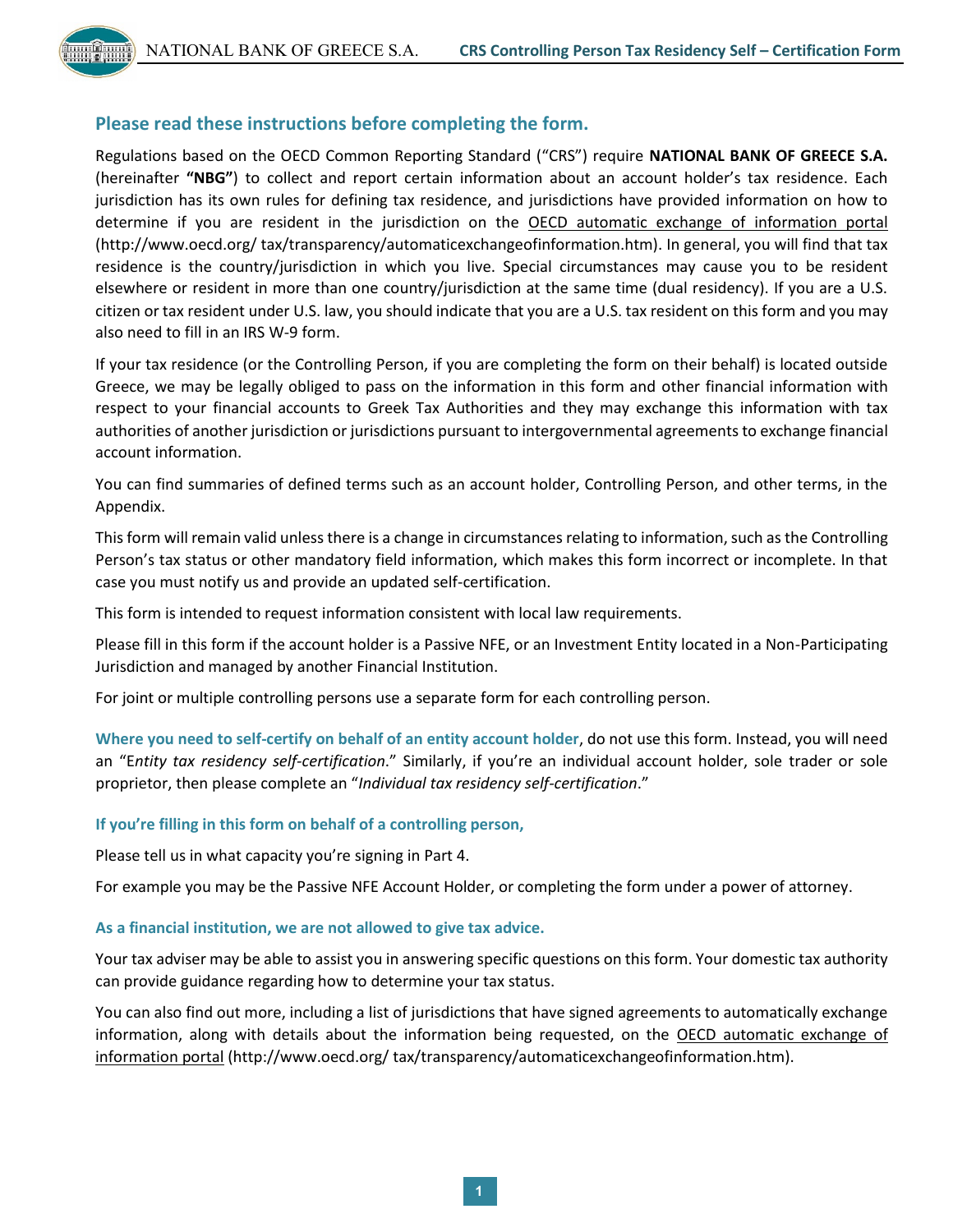## Please read these instructions before completing the form.

Regulations based on the OECD Common Reporting Standard ("CRS") require **NATIONAL BANK OF GREECE S.A.** (hereinafter **"NBG"**) to collect and report certain information about an account holder's tax residence. Each jurisdiction has its own rules for defining tax residence, and jurisdictions have provided information on how to determine if you are resident in the jurisdiction on the OECD automatic exchange of information portal (http://www.oecd.org/ tax/transparency/automaticexchangeofinformation.htm). In general, you will find that tax residence is the country/jurisdiction in which you live. Special circumstances may cause you to be resident elsewhere or resident in more than one country/jurisdiction at the same time (dual residency). If you are a U.S. citizen or tax resident under U.S. law, you should indicate that you are a U.S. tax resident on this form and you may also need to fill in an IRS W-9 form.

If your tax residence (or the Controlling Person, if you are completing the form on their behalf) is located outside Greece, we may be legally obliged to pass on the information in this form and other financial information with respect to your financial accounts to Greek Tax Authorities and they may exchange this information with tax authorities of another jurisdiction or jurisdictions pursuant to intergovernmental agreements to exchange financial account information.

You can find summaries of defined terms such as an account holder, Controlling Person, and other terms, in the Appendix.

This form will remain valid unless there is a change in circumstances relating to information, such as the Controlling Person's tax status or other mandatory field information, which makes this form incorrect or incomplete. In that case you must notify us and provide an updated self-certification.

This form is intended to request information consistent with local law requirements.

Please fill in this form if the account holder is a Passive NFE, or an Investment Entity located in a Non-Participating Jurisdiction and managed by another Financial Institution.

For joint or multiple controlling persons use a separate form for each controlling person.

**Where you need to self-certify on behalf of an entity account holder**, do not use this form. Instead, you will need an "*Entity tax residency self-certification*." Similarly, if you're an individual account holder, sole trader or sole proprietor, then please complete an "*Individual tax residency self-certification*."

### If you're filling in this form on behalf of a controlling person,

Please tell us in what capacity you're signing in Part 4.

For example you may be the Passive NFE Account Holder, or completing the form under a power of attorney.

### As a financial institution, we are not allowed to give tax advice.

Your tax adviser may be able to assist you in answering specific questions on this form. Your domestic tax authority can provide guidance regarding how to determine your tax status.

You can also find out more, including a list of jurisdictions that have signed agreements to automatically exchange information, along with details about the information being requested, on the OECD automatic exchange of information portal (http://www.oecd.org/ tax/transparency/automaticexchangeofinformation.htm).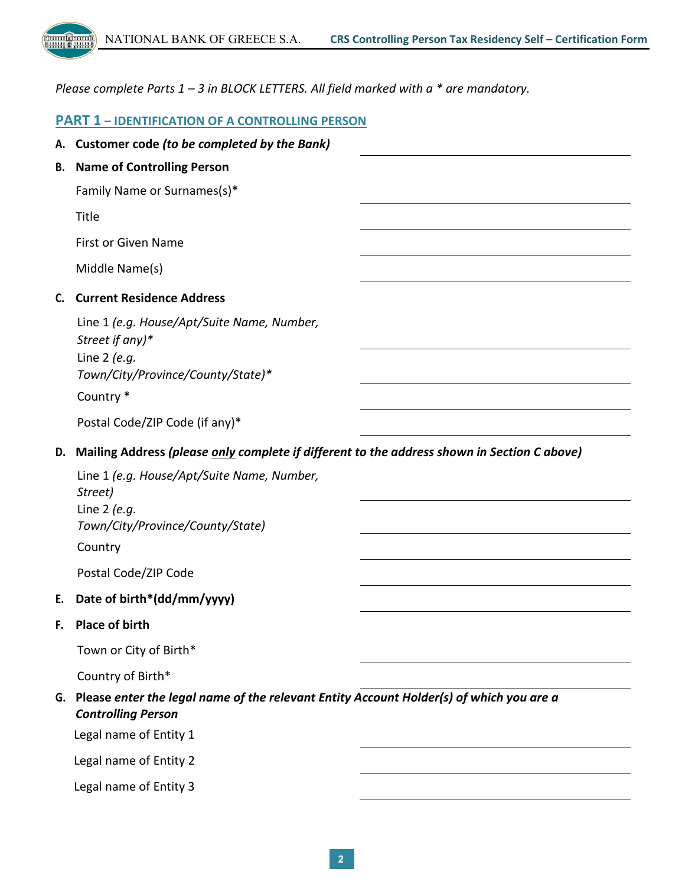*Please complete Parts 1 – 3 in BLOCK LETTERS. All field marked with a * are mandatory.*

## PART 1 – IDENTIFICATION OF A CONTROLLING PERSON

**A. Customer code *(to be completed by the Bank)*** \_\_\_\_\_\_\_\_\_\_\_\_\_\_\_\_\_\_\_\_

**B. Name of Controlling Person**

Family Name or Surnames(s)* \_\_\_\_\_\_\_\_\_\_\_\_\_\_\_\_\_\_\_\_

Title \_\_\_\_\_\_\_\_\_\_\_\_\_\_\_\_\_\_\_\_

First or Given Name \_\_\_\_\_\_\_\_\_\_\_\_\_\_\_\_\_\_\_\_

Middle Name(s) \_\_\_\_\_\_\_\_\_\_\_\_\_\_\_\_\_\_\_\_

**C. Current Residence Address**

Line 1 *(e.g. House/Apt/Suite Name, Number, Street if any)** \_\_\_\_\_\_\_\_\_\_\_\_\_\_\_\_\_\_\_\_

Line 2 *(e.g. Town/City/Province/County/State)** \_\_\_\_\_\_\_\_\_\_\_\_\_\_\_\_\_\_\_\_

Country * \_\_\_\_\_\_\_\_\_\_\_\_\_\_\_\_\_\_\_\_

Postal Code/ZIP Code (if any)* \_\_\_\_\_\_\_\_\_\_\_\_\_\_\_\_\_\_\_\_

**D. Mailing Address *(please only complete if different to the address shown in Section C above)***

Line 1 *(e.g. House/Apt/Suite Name, Number, Street)* \_\_\_\_\_\_\_\_\_\_\_\_\_\_\_\_\_\_\_\_

Line 2 *(e.g. Town/City/Province/County/State)* \_\_\_\_\_\_\_\_\_\_\_\_\_\_\_\_\_\_\_\_

Country \_\_\_\_\_\_\_\_\_\_\_\_\_\_\_\_\_\_\_\_

Postal Code/ZIP Code \_\_\_\_\_\_\_\_\_\_\_\_\_\_\_\_\_\_\_\_

**E. Date of birth*(dd/mm/yyyy)** \_\_\_\_\_\_\_\_\_\_\_\_\_\_\_\_\_\_\_\_

**F. Place of birth**

Town or City of Birth* \_\_\_\_\_\_\_\_\_\_\_\_\_\_\_\_\_\_\_\_

Country of Birth* \_\_\_\_\_\_\_\_\_\_\_\_\_\_\_\_\_\_\_\_

**G. Please *enter the legal name of the relevant Entity Account Holder(s) of which you are a Controlling Person***

Legal name of Entity 1 \_\_\_\_\_\_\_\_\_\_\_\_\_\_\_\_\_\_\_\_

Legal name of Entity 2 \_\_\_\_\_\_\_\_\_\_\_\_\_\_\_\_\_\_\_\_

Legal name of Entity 3 \_\_\_\_\_\_\_\_\_\_\_\_\_\_\_\_\_\_\_\_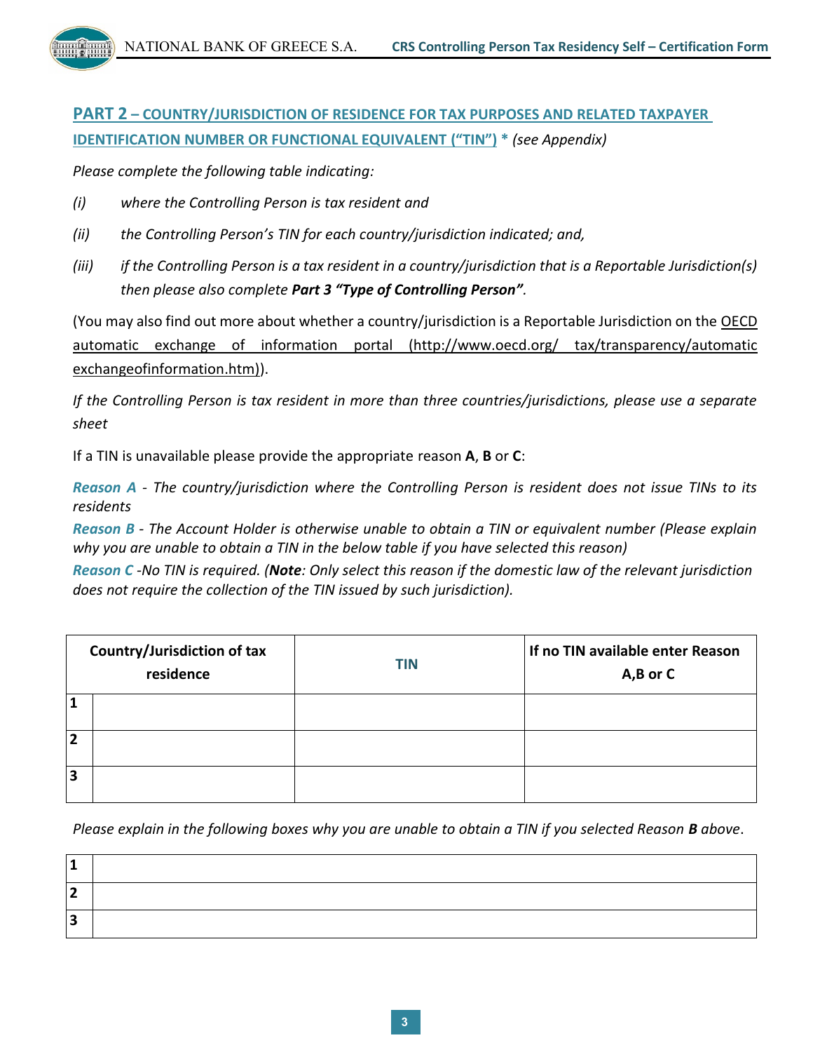## PART 2 – COUNTRY/JURISDICTION OF RESIDENCE FOR TAX PURPOSES AND RELATED TAXPAYER IDENTIFICATION NUMBER OR FUNCTIONAL EQUIVALENT ("TIN") * *(see Appendix)*

*Please complete the following table indicating:*

*(i) where the Controlling Person is tax resident and*

*(ii) the Controlling Person's TIN for each country/jurisdiction indicated; and,*

*(iii) if the Controlling Person is a tax resident in a country/jurisdiction that is a Reportable Jurisdiction(s) then please also complete* ***Part 3 "Type of Controlling Person"****.*

(You may also find out more about whether a country/jurisdiction is a Reportable Jurisdiction on the OECD automatic exchange of information portal (http://www.oecd.org/ tax/transparency/automatic exchangeofinformation.htm)).

*If the Controlling Person is tax resident in more than three countries/jurisdictions, please use a separate sheet*

If a TIN is unavailable please provide the appropriate reason **A**, **B** or **C**:

***Reason A*** *- The country/jurisdiction where the Controlling Person is resident does not issue TINs to its residents*

***Reason B*** *- The Account Holder is otherwise unable to obtain a TIN or equivalent number (Please explain why you are unable to obtain a TIN in the below table if you have selected this reason)*

***Reason C*** *-No TIN is required. (**Note**: Only select this reason if the domestic law of the relevant jurisdiction does not require the collection of the TIN issued by such jurisdiction).*

| | Country/Jurisdiction of tax residence | TIN | If no TIN available enter Reason A,B or C |
|---|---|---|---|
| 1 | | | |
| 2 | | | |
| 3 | | | |

*Please explain in the following boxes why you are unable to obtain a TIN if you selected Reason **B** above.*

| | |
|---|---|
| 1 | |
| 2 | |
| 3 | |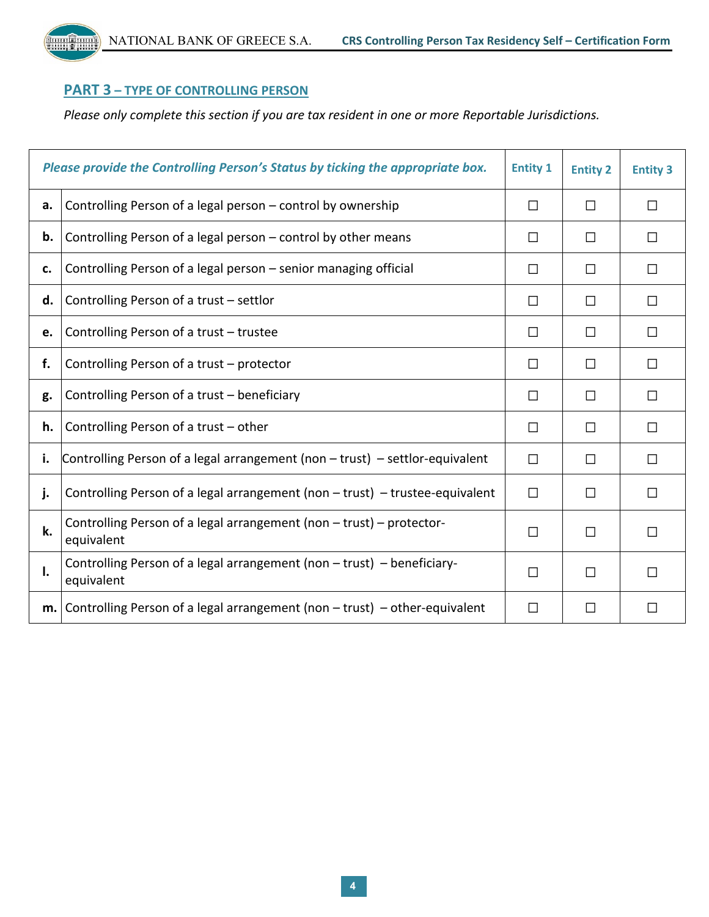## PART 3 – TYPE OF CONTROLLING PERSON

*Please only complete this section if you are tax resident in one or more Reportable Jurisdictions.*

| | ***Please provide the Controlling Person's Status by ticking the appropriate box.*** | **Entity 1** | **Entity 2** | **Entity 3** |
|---|---|---|---|---|
| **a.** | Controlling Person of a legal person – control by ownership | ☐ | ☐ | ☐ |
| **b.** | Controlling Person of a legal person – control by other means | ☐ | ☐ | ☐ |
| **c.** | Controlling Person of a legal person – senior managing official | ☐ | ☐ | ☐ |
| **d.** | Controlling Person of a trust – settlor | ☐ | ☐ | ☐ |
| **e.** | Controlling Person of a trust – trustee | ☐ | ☐ | ☐ |
| **f.** | Controlling Person of a trust – protector | ☐ | ☐ | ☐ |
| **g.** | Controlling Person of a trust – beneficiary | ☐ | ☐ | ☐ |
| **h.** | Controlling Person of a trust – other | ☐ | ☐ | ☐ |
| **i.** | Controlling Person of a legal arrangement (non – trust) – settlor-equivalent | ☐ | ☐ | ☐ |
| **j.** | Controlling Person of a legal arrangement (non – trust) – trustee-equivalent | ☐ | ☐ | ☐ |
| **k.** | Controlling Person of a legal arrangement (non – trust) – protector-equivalent | ☐ | ☐ | ☐ |
| **l.** | Controlling Person of a legal arrangement (non – trust) – beneficiary-equivalent | ☐ | ☐ | ☐ |
| **m.** | Controlling Person of a legal arrangement (non – trust) – other-equivalent | ☐ | ☐ | ☐ |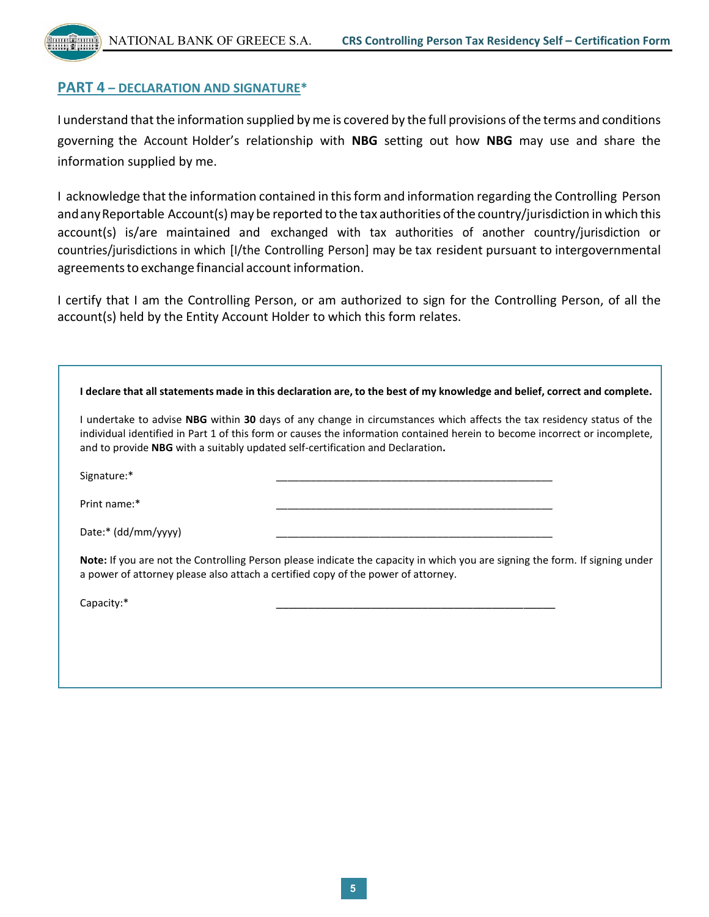## PART 4 – DECLARATION AND SIGNATURE*

I understand that the information supplied by me is covered by the full provisions of the terms and conditions governing the Account Holder's relationship with **NBG** setting out how **NBG** may use and share the information supplied by me.

I acknowledge that the information contained in this form and information regarding the Controlling Person and any Reportable Account(s) may be reported to the tax authorities of the country/jurisdiction in which this account(s) is/are maintained and exchanged with tax authorities of another country/jurisdiction or countries/jurisdictions in which [I/the Controlling Person] may be tax resident pursuant to intergovernmental agreements to exchange financial account information.

I certify that I am the Controlling Person, or am authorized to sign for the Controlling Person, of all the account(s) held by the Entity Account Holder to which this form relates.

**I declare that all statements made in this declaration are, to the best of my knowledge and belief, correct and complete.**

I undertake to advise **NBG** within **30** days of any change in circumstances which affects the tax residency status of the individual identified in Part 1 of this form or causes the information contained herein to become incorrect or incomplete, and to provide **NBG** with a suitably updated self-certification and Declaration**.**

Signature:* \_\_\_\_\_\_\_\_\_\_\_\_\_\_\_\_\_\_\_\_\_\_\_\_\_\_\_\_\_\_\_\_\_\_\_\_\_\_\_\_\_\_\_\_\_\_

Print name:* \_\_\_\_\_\_\_\_\_\_\_\_\_\_\_\_\_\_\_\_\_\_\_\_\_\_\_\_\_\_\_\_\_\_\_\_\_\_\_\_\_\_\_\_\_\_

Date:* (dd/mm/yyyy) \_\_\_\_\_\_\_\_\_\_\_\_\_\_\_\_\_\_\_\_\_\_\_\_\_\_\_\_\_\_\_\_\_\_\_\_\_\_\_\_\_\_\_\_\_\_

**Note:** If you are not the Controlling Person please indicate the capacity in which you are signing the form. If signing under a power of attorney please also attach a certified copy of the power of attorney.

Capacity:* \_\_\_\_\_\_\_\_\_\_\_\_\_\_\_\_\_\_\_\_\_\_\_\_\_\_\_\_\_\_\_\_\_\_\_\_\_\_\_\_\_\_\_\_\_\_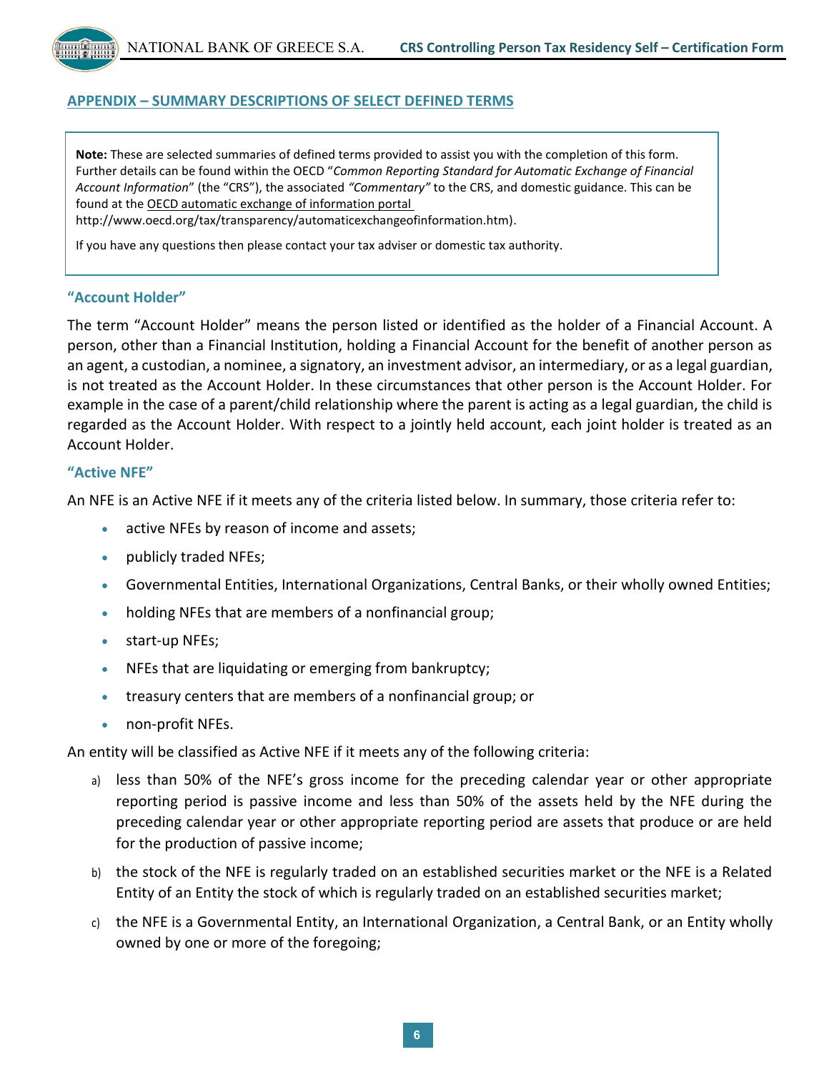## APPENDIX – SUMMARY DESCRIPTIONS OF SELECT DEFINED TERMS

> **Note:** These are selected summaries of defined terms provided to assist you with the completion of this form. Further details can be found within the OECD "*Common Reporting Standard for Automatic Exchange of Financial Account Information*" (the "CRS"), the associated *"Commentary"* to the CRS, and domestic guidance. This can be found at the OECD automatic exchange of information portal http://www.oecd.org/tax/transparency/automaticexchangeofinformation.htm).
>
> If you have any questions then please contact your tax adviser or domestic tax authority.

### "Account Holder"

The term "Account Holder" means the person listed or identified as the holder of a Financial Account. A person, other than a Financial Institution, holding a Financial Account for the benefit of another person as an agent, a custodian, a nominee, a signatory, an investment advisor, an intermediary, or as a legal guardian, is not treated as the Account Holder. In these circumstances that other person is the Account Holder. For example in the case of a parent/child relationship where the parent is acting as a legal guardian, the child is regarded as the Account Holder. With respect to a jointly held account, each joint holder is treated as an Account Holder.

### "Active NFE"

An NFE is an Active NFE if it meets any of the criteria listed below. In summary, those criteria refer to:

- active NFEs by reason of income and assets;
- publicly traded NFEs;
- Governmental Entities, International Organizations, Central Banks, or their wholly owned Entities;
- holding NFEs that are members of a nonfinancial group;
- start-up NFEs;
- NFEs that are liquidating or emerging from bankruptcy;
- treasury centers that are members of a nonfinancial group; or
- non-profit NFEs.

An entity will be classified as Active NFE if it meets any of the following criteria:

a) less than 50% of the NFE's gross income for the preceding calendar year or other appropriate reporting period is passive income and less than 50% of the assets held by the NFE during the preceding calendar year or other appropriate reporting period are assets that produce or are held for the production of passive income;

b) the stock of the NFE is regularly traded on an established securities market or the NFE is a Related Entity of an Entity the stock of which is regularly traded on an established securities market;

c) the NFE is a Governmental Entity, an International Organization, a Central Bank, or an Entity wholly owned by one or more of the foregoing;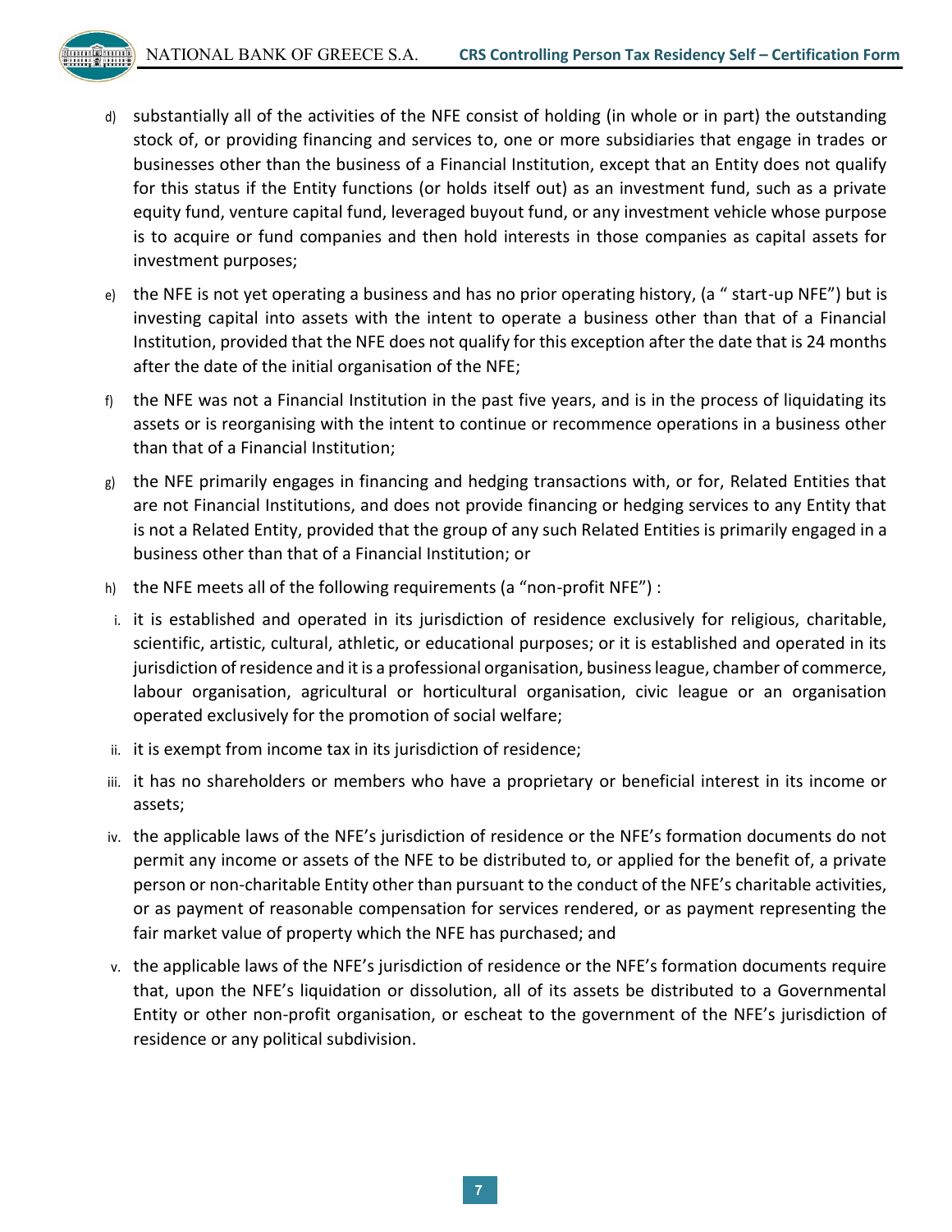d) substantially all of the activities of the NFE consist of holding (in whole or in part) the outstanding stock of, or providing financing and services to, one or more subsidiaries that engage in trades or businesses other than the business of a Financial Institution, except that an Entity does not qualify for this status if the Entity functions (or holds itself out) as an investment fund, such as a private equity fund, venture capital fund, leveraged buyout fund, or any investment vehicle whose purpose is to acquire or fund companies and then hold interests in those companies as capital assets for investment purposes;

e) the NFE is not yet operating a business and has no prior operating history, (a " start-up NFE") but is investing capital into assets with the intent to operate a business other than that of a Financial Institution, provided that the NFE does not qualify for this exception after the date that is 24 months after the date of the initial organisation of the NFE;

f) the NFE was not a Financial Institution in the past five years, and is in the process of liquidating its assets or is reorganising with the intent to continue or recommence operations in a business other than that of a Financial Institution;

g) the NFE primarily engages in financing and hedging transactions with, or for, Related Entities that are not Financial Institutions, and does not provide financing or hedging services to any Entity that is not a Related Entity, provided that the group of any such Related Entities is primarily engaged in a business other than that of a Financial Institution; or

h) the NFE meets all of the following requirements (a "non-profit NFE") :

i. it is established and operated in its jurisdiction of residence exclusively for religious, charitable, scientific, artistic, cultural, athletic, or educational purposes; or it is established and operated in its jurisdiction of residence and it is a professional organisation, business league, chamber of commerce, labour organisation, agricultural or horticultural organisation, civic league or an organisation operated exclusively for the promotion of social welfare;

ii. it is exempt from income tax in its jurisdiction of residence;

iii. it has no shareholders or members who have a proprietary or beneficial interest in its income or assets;

iv. the applicable laws of the NFE's jurisdiction of residence or the NFE's formation documents do not permit any income or assets of the NFE to be distributed to, or applied for the benefit of, a private person or non-charitable Entity other than pursuant to the conduct of the NFE's charitable activities, or as payment of reasonable compensation for services rendered, or as payment representing the fair market value of property which the NFE has purchased; and

v. the applicable laws of the NFE's jurisdiction of residence or the NFE's formation documents require that, upon the NFE's liquidation or dissolution, all of its assets be distributed to a Governmental Entity or other non-profit organisation, or escheat to the government of the NFE's jurisdiction of residence or any political subdivision.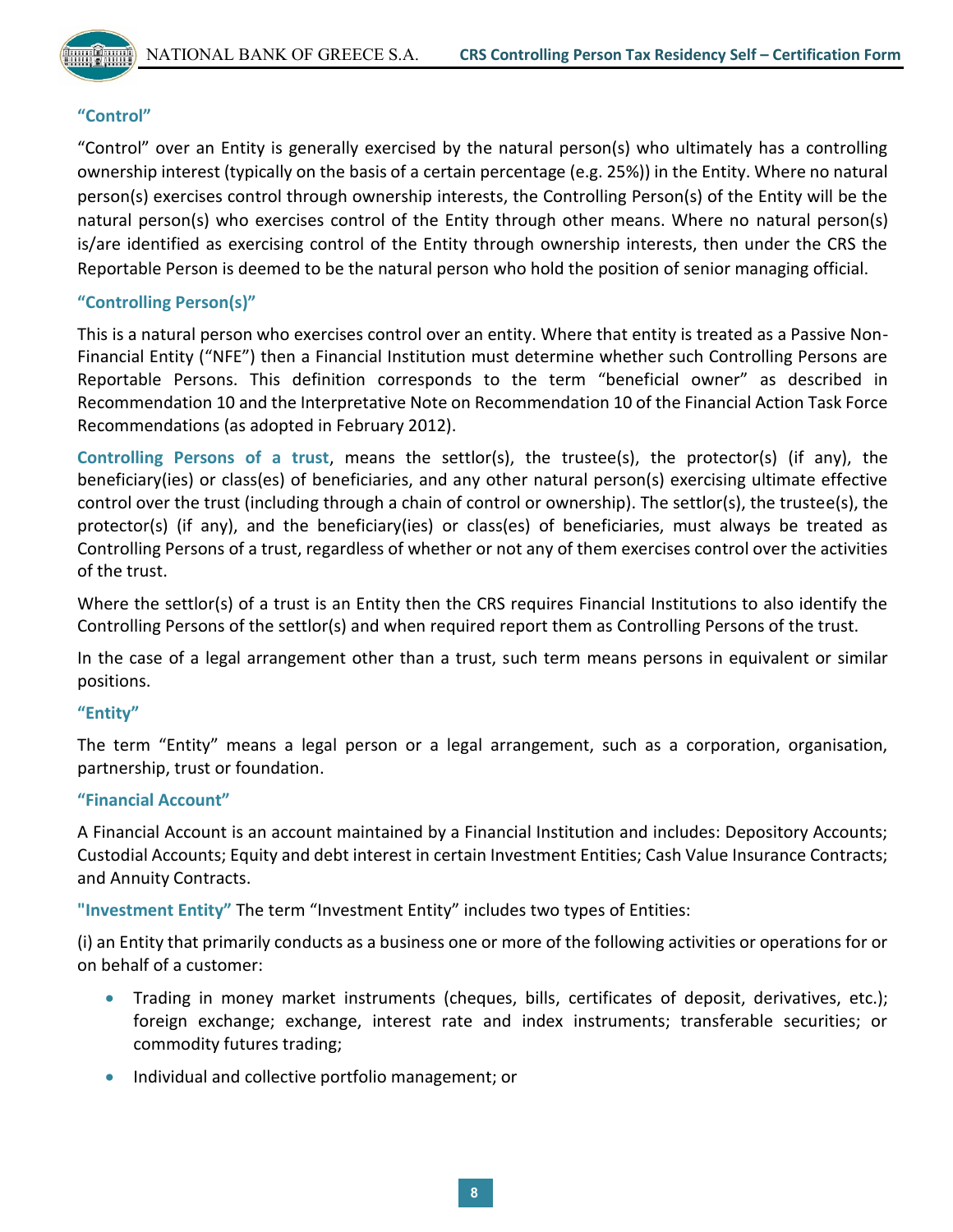### “Control”

“Control” over an Entity is generally exercised by the natural person(s) who ultimately has a controlling ownership interest (typically on the basis of a certain percentage (e.g. 25%)) in the Entity. Where no natural person(s) exercises control through ownership interests, the Controlling Person(s) of the Entity will be the natural person(s) who exercises control of the Entity through other means. Where no natural person(s) is/are identified as exercising control of the Entity through ownership interests, then under the CRS the Reportable Person is deemed to be the natural person who hold the position of senior managing official.

### “Controlling Person(s)”

This is a natural person who exercises control over an entity. Where that entity is treated as a Passive Non-Financial Entity (“NFE”) then a Financial Institution must determine whether such Controlling Persons are Reportable Persons. This definition corresponds to the term “beneficial owner” as described in Recommendation 10 and the Interpretative Note on Recommendation 10 of the Financial Action Task Force Recommendations (as adopted in February 2012).

**Controlling Persons of a trust**, means the settlor(s), the trustee(s), the protector(s) (if any), the beneficiary(ies) or class(es) of beneficiaries, and any other natural person(s) exercising ultimate effective control over the trust (including through a chain of control or ownership). The settlor(s), the trustee(s), the protector(s) (if any), and the beneficiary(ies) or class(es) of beneficiaries, must always be treated as Controlling Persons of a trust, regardless of whether or not any of them exercises control over the activities of the trust.

Where the settlor(s) of a trust is an Entity then the CRS requires Financial Institutions to also identify the Controlling Persons of the settlor(s) and when required report them as Controlling Persons of the trust.

In the case of a legal arrangement other than a trust, such term means persons in equivalent or similar positions.

### “Entity”

The term “Entity” means a legal person or a legal arrangement, such as a corporation, organisation, partnership, trust or foundation.

### “Financial Account”

A Financial Account is an account maintained by a Financial Institution and includes: Depository Accounts; Custodial Accounts; Equity and debt interest in certain Investment Entities; Cash Value Insurance Contracts; and Annuity Contracts.

**"Investment Entity"** The term “Investment Entity” includes two types of Entities:

(i) an Entity that primarily conducts as a business one or more of the following activities or operations for or on behalf of a customer:

- Trading in money market instruments (cheques, bills, certificates of deposit, derivatives, etc.); foreign exchange; exchange, interest rate and index instruments; transferable securities; or commodity futures trading;
- Individual and collective portfolio management; or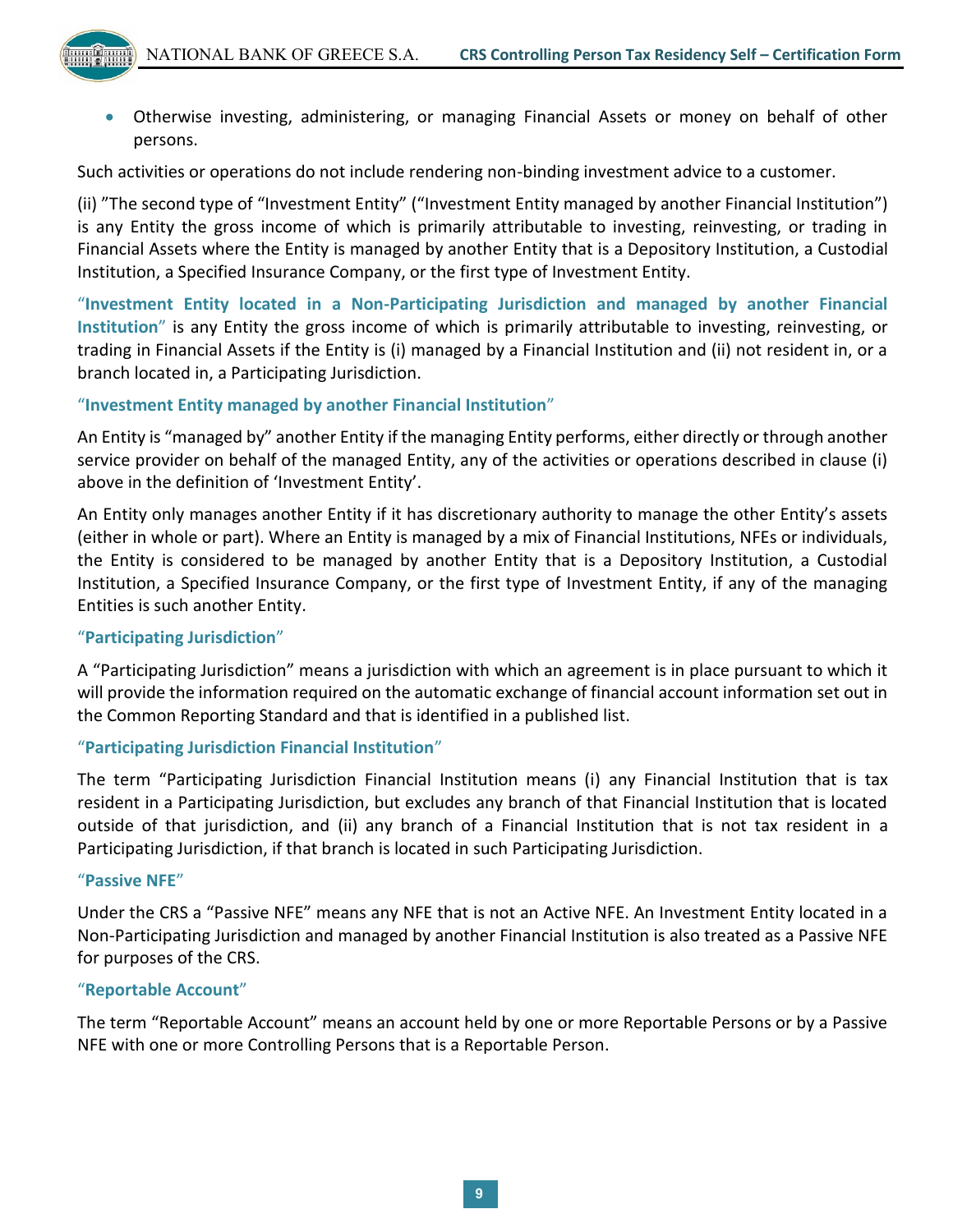- Otherwise investing, administering, or managing Financial Assets or money on behalf of other persons.

Such activities or operations do not include rendering non-binding investment advice to a customer.

(ii) "The second type of "Investment Entity" ("Investment Entity managed by another Financial Institution") is any Entity the gross income of which is primarily attributable to investing, reinvesting, or trading in Financial Assets where the Entity is managed by another Entity that is a Depository Institution, a Custodial Institution, a Specified Insurance Company, or the first type of Investment Entity.

"**Investment Entity located in a Non-Participating Jurisdiction and managed by another Financial Institution**" is any Entity the gross income of which is primarily attributable to investing, reinvesting, or trading in Financial Assets if the Entity is (i) managed by a Financial Institution and (ii) not resident in, or a branch located in, a Participating Jurisdiction.

### "Investment Entity managed by another Financial Institution"

An Entity is "managed by" another Entity if the managing Entity performs, either directly or through another service provider on behalf of the managed Entity, any of the activities or operations described in clause (i) above in the definition of 'Investment Entity'.

An Entity only manages another Entity if it has discretionary authority to manage the other Entity's assets (either in whole or part). Where an Entity is managed by a mix of Financial Institutions, NFEs or individuals, the Entity is considered to be managed by another Entity that is a Depository Institution, a Custodial Institution, a Specified Insurance Company, or the first type of Investment Entity, if any of the managing Entities is such another Entity.

### "Participating Jurisdiction"

A "Participating Jurisdiction" means a jurisdiction with which an agreement is in place pursuant to which it will provide the information required on the automatic exchange of financial account information set out in the Common Reporting Standard and that is identified in a published list.

### "Participating Jurisdiction Financial Institution"

The term "Participating Jurisdiction Financial Institution means (i) any Financial Institution that is tax resident in a Participating Jurisdiction, but excludes any branch of that Financial Institution that is located outside of that jurisdiction, and (ii) any branch of a Financial Institution that is not tax resident in a Participating Jurisdiction, if that branch is located in such Participating Jurisdiction.

### "Passive NFE"

Under the CRS a "Passive NFE" means any NFE that is not an Active NFE. An Investment Entity located in a Non-Participating Jurisdiction and managed by another Financial Institution is also treated as a Passive NFE for purposes of the CRS.

### "Reportable Account"

The term "Reportable Account" means an account held by one or more Reportable Persons or by a Passive NFE with one or more Controlling Persons that is a Reportable Person.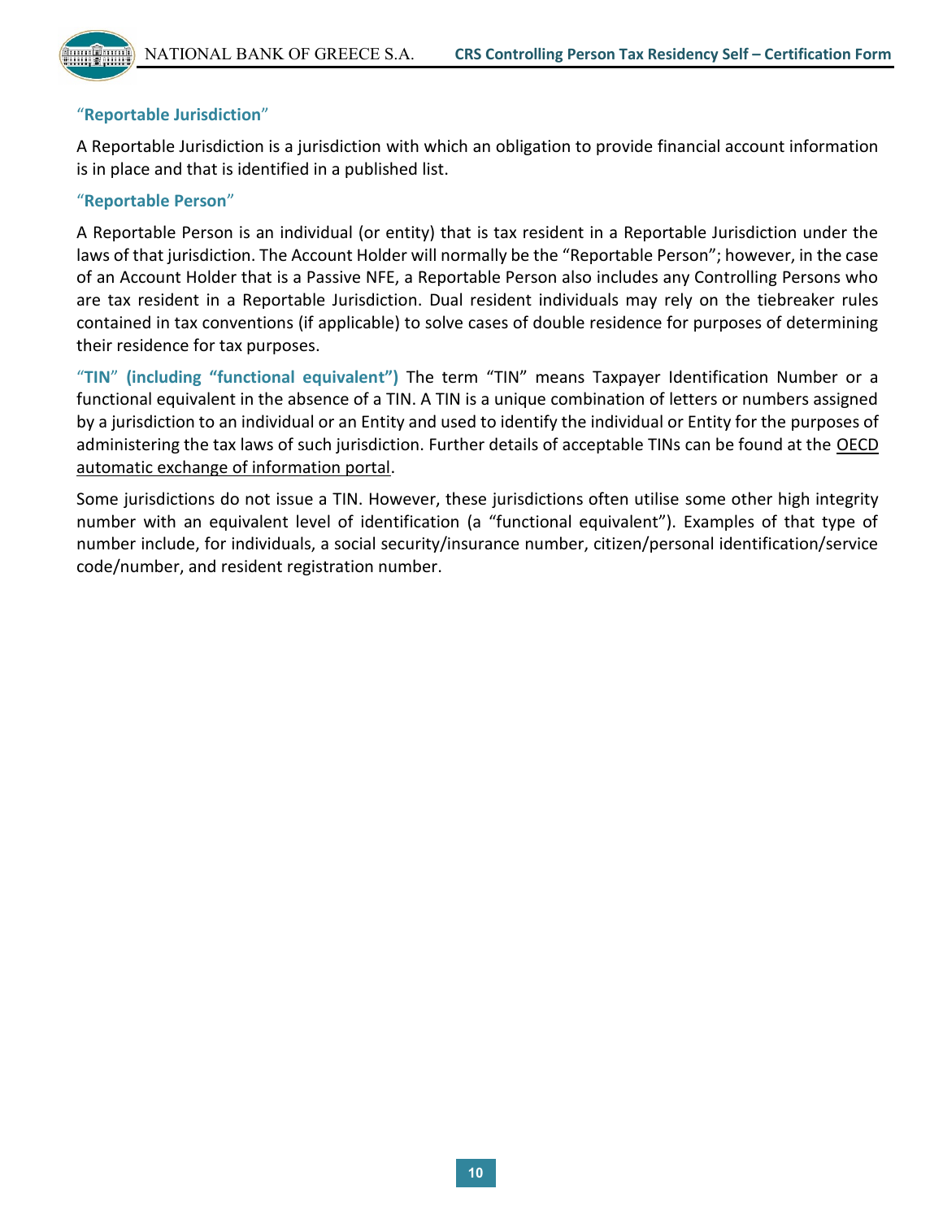"**Reportable Jurisdiction**"

A Reportable Jurisdiction is a jurisdiction with which an obligation to provide financial account information is in place and that is identified in a published list.

"**Reportable Person**"

A Reportable Person is an individual (or entity) that is tax resident in a Reportable Jurisdiction under the laws of that jurisdiction. The Account Holder will normally be the "Reportable Person"; however, in the case of an Account Holder that is a Passive NFE, a Reportable Person also includes any Controlling Persons who are tax resident in a Reportable Jurisdiction. Dual resident individuals may rely on the tiebreaker rules contained in tax conventions (if applicable) to solve cases of double residence for purposes of determining their residence for tax purposes.

"**TIN**" **(including "functional equivalent")** The term "TIN" means Taxpayer Identification Number or a functional equivalent in the absence of a TIN. A TIN is a unique combination of letters or numbers assigned by a jurisdiction to an individual or an Entity and used to identify the individual or Entity for the purposes of administering the tax laws of such jurisdiction. Further details of acceptable TINs can be found at the OECD automatic exchange of information portal.

Some jurisdictions do not issue a TIN. However, these jurisdictions often utilise some other high integrity number with an equivalent level of identification (a "functional equivalent"). Examples of that type of number include, for individuals, a social security/insurance number, citizen/personal identification/service code/number, and resident registration number.